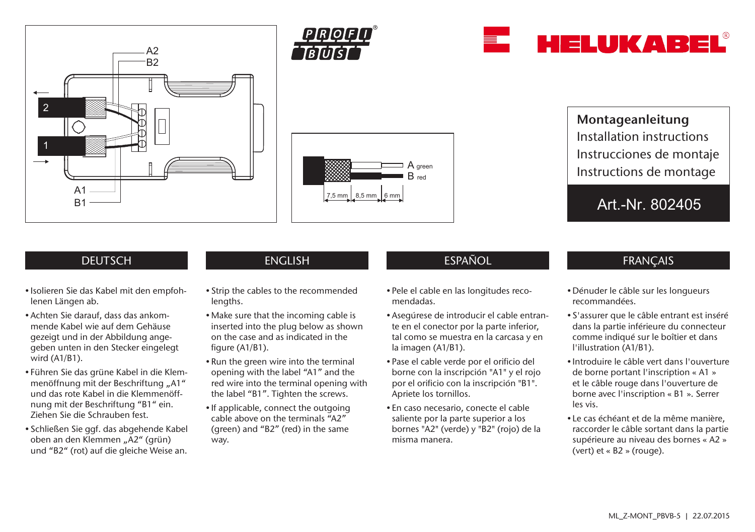A2
B2
2
1
A1
B1

PROFI BUS

HELUKABEL®

A green
B red

7,5 mm | 8,5 mm | 6 mm

**Montageanleitung**
Installation instructions
Instrucciones de montaje
Instructions de montage

Art.-Nr. 802405

## DEUTSCH

- Isolieren Sie das Kabel mit den empfohlenen Längen ab.
- Achten Sie darauf, dass das ankommende Kabel wie auf dem Gehäuse gezeigt und in der Abbildung angegeben unten in den Stecker eingelegt wird (A1/B1).
- Führen Sie das grüne Kabel in die Klemmenöffnung mit der Beschriftung „A1" und das rote Kabel in die Klemmenöffnung mit der Beschriftung "B1" ein. Ziehen Sie die Schrauben fest.
- Schließen Sie ggf. das abgehende Kabel oben an den Klemmen „A2" (grün) und "B2" (rot) auf die gleiche Weise an.

## ENGLISH

- Strip the cables to the recommended lengths.
- Make sure that the incoming cable is inserted into the plug below as shown on the case and as indicated in the figure (A1/B1).
- Run the green wire into the terminal opening with the label "A1" and the red wire into the terminal opening with the label "B1". Tighten the screws.
- If applicable, connect the outgoing cable above on the terminals "A2" (green) and "B2" (red) in the same way.

## ESPAÑOL

- Pele el cable en las longitudes recomendadas.
- Asegúrese de introducir el cable entrante en el conector por la parte inferior, tal como se muestra en la carcasa y en la imagen (A1/B1).
- Pase el cable verde por el orificio del borne con la inscripción "A1" y el rojo por el orificio con la inscripción "B1". Apriete los tornillos.
- En caso necesario, conecte el cable saliente por la parte superior a los bornes "A2" (verde) y "B2" (rojo) de la misma manera.

## FRANÇAIS

- Dénuder le câble sur les longueurs recommandées.
- S'assurer que le câble entrant est inséré dans la partie inférieure du connecteur comme indiqué sur le boîtier et dans l'illustration (A1/B1).
- Introduire le câble vert dans l'ouverture de borne portant l'inscription « A1 » et le câble rouge dans l'ouverture de borne avec l'inscription « B1 ». Serrer les vis.
- Le cas échéant et de la même manière, raccorder le câble sortant dans la partie supérieure au niveau des bornes « A2 » (vert) et « B2 » (rouge).

ML_Z-MONT_PBVB-5 | 22.07.2015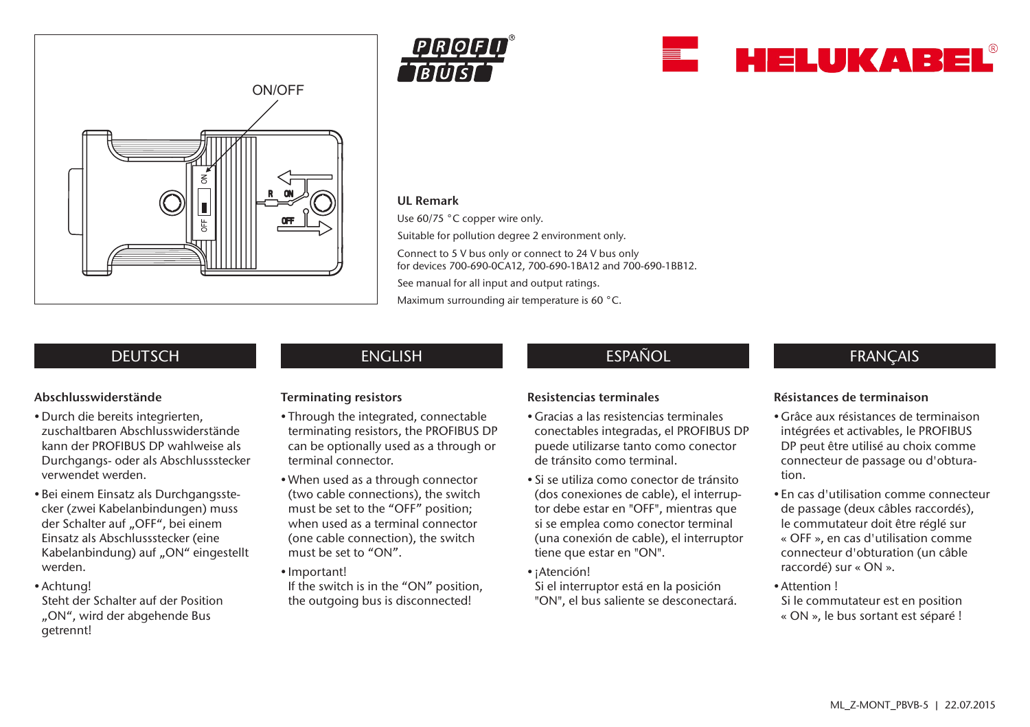ON/OFF

ON

OFF

R ON

OFF

## UL Remark

Use 60/75 °C copper wire only.

Suitable for pollution degree 2 environment only.

Connect to 5 V bus only or connect to 24 V bus only
for devices 700-690-0CA12, 700-690-1BA12 and 700-690-1BB12.

See manual for all input and output ratings.

Maximum surrounding air temperature is 60 °C.

## DEUTSCH

**Abschlusswiderstände**

- Durch die bereits integrierten, zuschaltbaren Abschlusswiderstände kann der PROFIBUS DP wahlweise als Durchgangs- oder als Abschlussstecker verwendet werden.
- Bei einem Einsatz als Durchgangsstecker (zwei Kabelanbindungen) muss der Schalter auf „OFF“, bei einem Einsatz als Abschlussstecker (eine Kabelanbindung) auf „ON“ eingestellt werden.
- Achtung!
  Steht der Schalter auf der Position „ON“, wird der abgehende Bus getrennt!

## ENGLISH

**Terminating resistors**

- Through the integrated, connectable terminating resistors, the PROFIBUS DP can be optionally used as a through or terminal connector.
- When used as a through connector (two cable connections), the switch must be set to the “OFF” position; when used as a terminal connector (one cable connection), the switch must be set to “ON”.
- Important!
  If the switch is in the “ON” position, the outgoing bus is disconnected!

## ESPAÑOL

**Resistencias terminales**

- Gracias a las resistencias terminales conectables integradas, el PROFIBUS DP puede utilizarse tanto como conector de tránsito como terminal.
- Si se utiliza como conector de tránsito (dos conexiones de cable), el interruptor debe estar en "OFF", mientras que si se emplea como conector terminal (una conexión de cable), el interruptor tiene que estar en "ON".
- ¡Atención!
  Si el interruptor está en la posición "ON", el bus saliente se desconectará.

## FRANÇAIS

**Résistances de terminaison**

- Grâce aux résistances de terminaison intégrées et activables, le PROFIBUS DP peut être utilisé au choix comme connecteur de passage ou d'obturation.
- En cas d'utilisation comme connecteur de passage (deux câbles raccordés), le commutateur doit être réglé sur « OFF », en cas d'utilisation comme connecteur d'obturation (un câble raccordé) sur « ON ».
- Attention !
  Si le commutateur est en position « ON », le bus sortant est séparé !

ML_Z-MONT_PBVB-5 | 22.07.2015